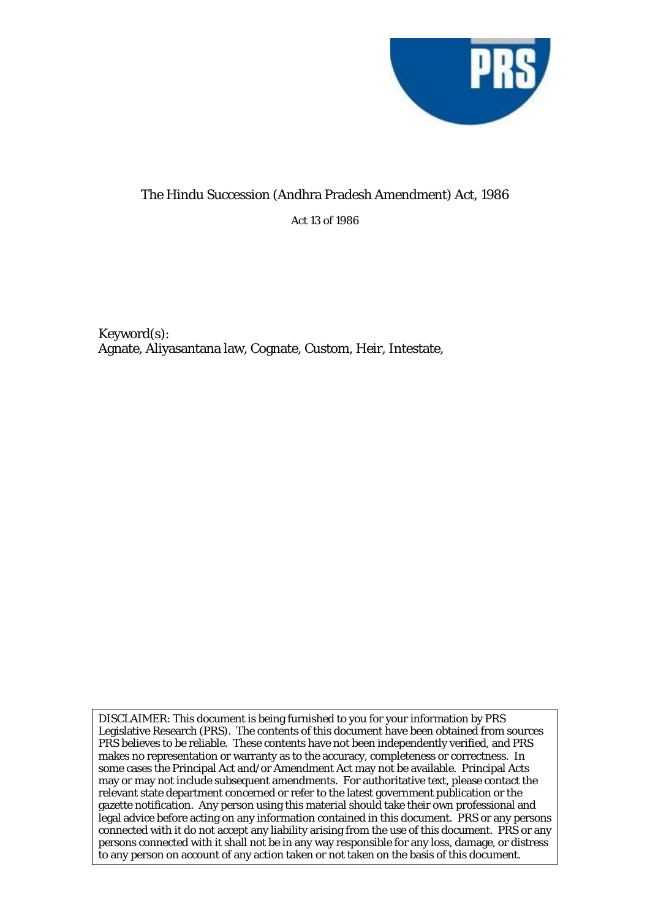# The Hindu Succession (Andhra Pradesh Amendment) Act, 1986

Act 13 of 1986

Keyword(s):
Agnate, Aliyasantana law, Cognate, Custom, Heir, Intestate,

DISCLAIMER: This document is being furnished to you for your information by PRS Legislative Research (PRS). The contents of this document have been obtained from sources PRS believes to be reliable. These contents have not been independently verified, and PRS makes no representation or warranty as to the accuracy, completeness or correctness. In some cases the Principal Act and/or Amendment Act may not be available. Principal Acts may or may not include subsequent amendments. For authoritative text, please contact the relevant state department concerned or refer to the latest government publication or the gazette notification. Any person using this material should take their own professional and legal advice before acting on any information contained in this document. PRS or any persons connected with it do not accept any liability arising from the use of this document. PRS or any persons connected with it shall not be in any way responsible for any loss, damage, or distress to any person on account of any action taken or not taken on the basis of this document.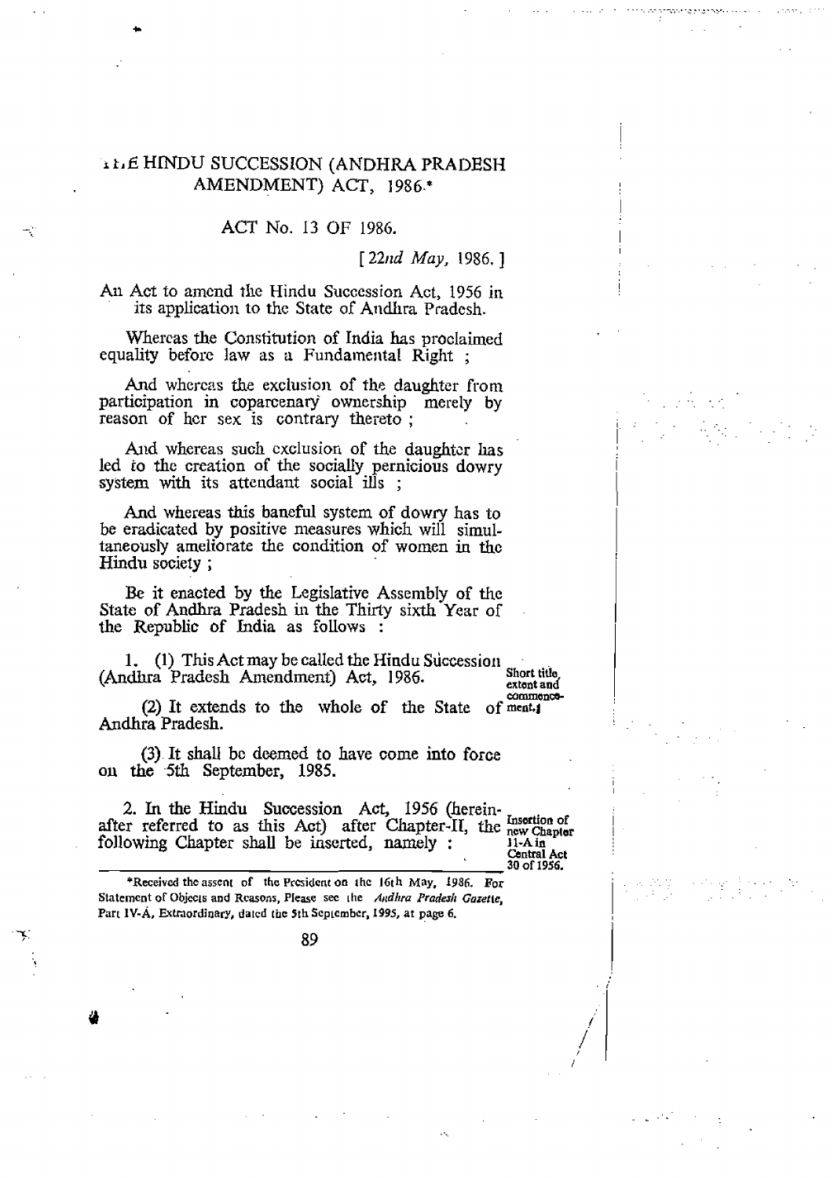# THE HINDU SUCCESSION (ANDHRA PRADESH AMENDMENT) ACT, 1986.*

## ACT No. 13 OF 1986.

*[22nd May, 1986.]*

An Act to amend the Hindu Succession Act, 1956 in its application to the State of Andhra Pradesh.

Whereas the Constitution of India has proclaimed equality before law as a Fundamental Right ;

And whereas the exclusion of the daughter from participation in coparcenary ownership merely by reason of her sex is contrary thereto ;

And whereas such exclusion of the daughter has led to the creation of the socially pernicious dowry system with its attendant social ills ;

And whereas this baneful system of dowry has to be eradicated by positive measures which will simultaneously ameliorate the condition of women in the Hindu society ;

Be it enacted by the Legislative Assembly of the State of Andhra Pradesh in the Thirty sixth Year of the Republic of India as follows :

Short title, extent and commencement.

1. (1) This Act may be called the Hindu Succession (Andhra Pradesh Amendment) Act, 1986.

(2) It extends to the whole of the State of Andhra Pradesh.

(3) It shall be deemed to have come into force on the 5th September, 1985.

Insertion of new Chapter II-A in Central Act 30 of 1956.

2. In the Hindu Succession Act, 1956 (hereinafter referred to as this Act) after Chapter-II, the following Chapter shall be inserted, namely :

---

*Received the assent of the President on the 16th May, 1986. For Statement of Objects and Reasons, Please see the *Andhra Pradesh Gazette*, Part IV-A, Extraordinary, dated the 5th September, 1995, at page 6.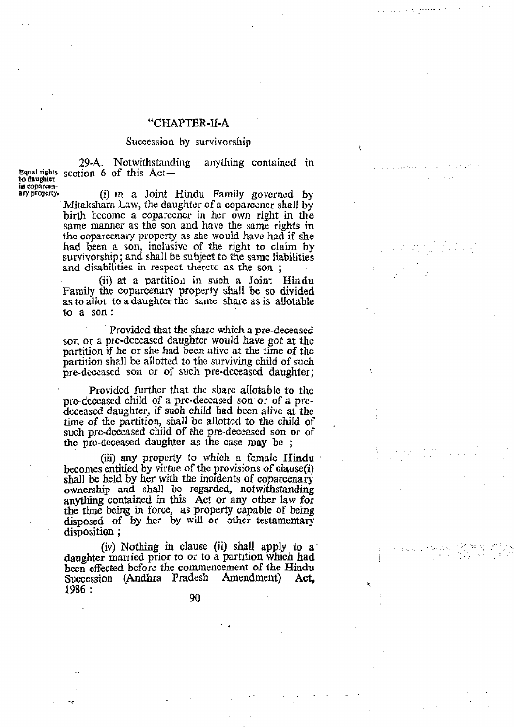"CHAPTER-II-A

Succession by survivorship

Equal rights to daughter in coparcenary property.

29-A. Notwithstanding anything contained in section 6 of this Act—

(i) in a Joint Hindu Family governed by Mitakshara Law, the daughter of a coparcener shall by birth become a coparcener in her own right in the same manner as the son and have the same rights in the coparcenary property as she would have had if she had been a son, inclusive of the right to claim by survivorship; and shall be subject to the same liabilities and disabilities in respect thereto as the son ;

(ii) at a partition in such a Joint Hindu Family the coparcenary property shall be so divided as to allot to a daughter the same share as is allotable to a son :

Provided that the share which a pre-deceased son or a pre-deceased daughter would have got at the partition if he or she had been alive at the time of the partition shall be allotted to the surviving child of such pre-deceased son or of such pre-deceased daughter;

Provided further that the share allotable to the pre-deceased child of a pre-deceased son or of a pre-deceased daughter, if such child had been alive at the time of the partition, shall be allotted to the child of such pre-deceased child of the pre-deceased son or of the pre-deceased daughter as the case may be ;

(iii) any property to which a female Hindu becomes entitled by virtue of the provisions of clause(i) shall be held by her with the incidents of coparcenary ownership and shall be regarded, notwithstanding anything contained in this Act or any other law for the time being in force, as property capable of being disposed of by her by will or other testamentary disposition ;

(iv) Nothing in clause (ii) shall apply to a daughter married prior to or to a partition which had been effected before the commencement of the Hindu Succession (Andhra Pradesh Amendment) Act, 1986 :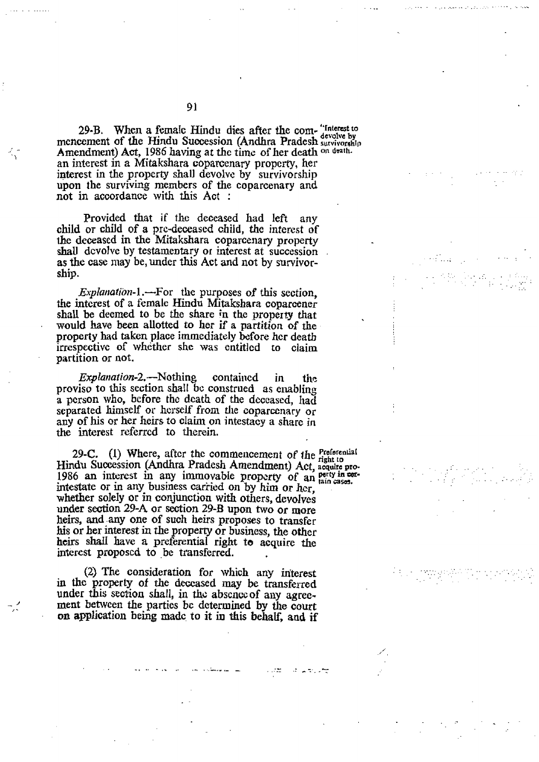29-B. When a female Hindu dies after the commencement of the Hindu Succession (Andhra Pradesh Amendment) Act, 1986 having at the time of her death an interest in a Mitakshara coparcenary property, her interest in the property shall devolve by survivorship upon the surviving members of the coparcenary and not in accordance with this Act :

"Interest to devolve by survivorship on death.

Provided that if the deceased had left any child or child of a pre-deceased child, the interest of the deceased in the Mitakshara coparcenary property shall devolve by testamentary or interest at succession as the case may be, under this Act and not by survivorship.

*Explanation*-1.—For the purposes of this section, the interest of a female Hindu Mitakshara coparcener shall be deemed to be the share in the property that would have been allotted to her if a partition of the property had taken place immediately before her death irrespective of whether she was entitled to claim partition or not.

*Explanation*-2.—Nothing contained in the proviso to this section shall be construed as enabling a person who, before the death of the deceased, had separated himself or herself from the coparcenary or any of his or her heirs to claim on intestacy a share in the interest referred to therein.

29-C. (1) Where, after the commencement of the Hindu Succession (Andhra Pradesh Amendment) Act, 1986 an interest in any immovable property of an intestate or in any business carried on by him or her, whether solely or in conjunction with others, devolves under section 29-A or section 29-B upon two or more heirs, and any one of such heirs proposes to transfer his or her interest in the property or business, the other heirs shall have a preferential right to acquire the interest proposed to be transferred.

Preferential right to acquire property in certain cases.

(2) The consideration for which any interest in the property of the deceased may be transferred under this section shall, in the absence of any agreement between the parties be determined by the court on application being made to it in this behalf, and if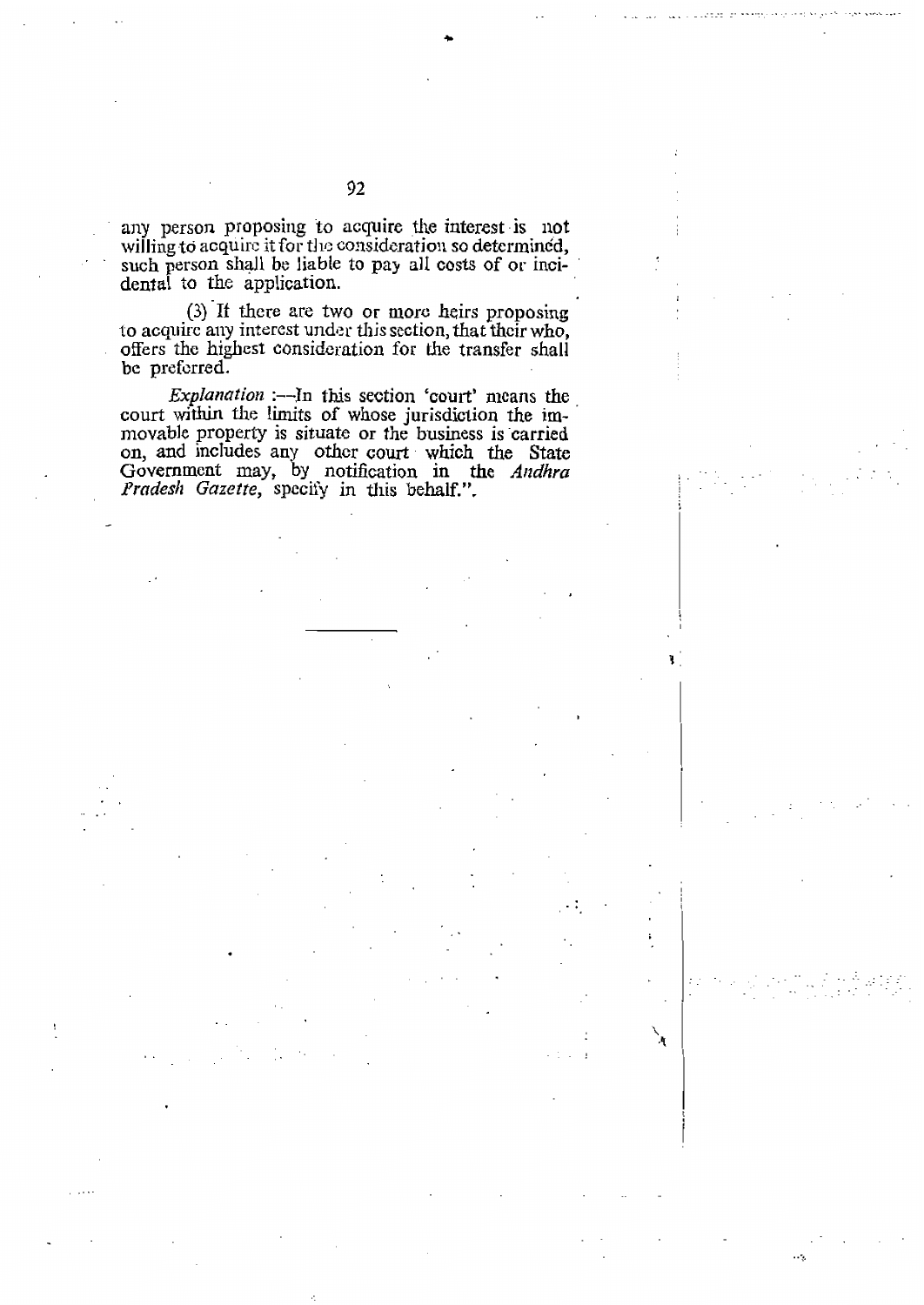any person proposing to acquire the interest is not willing to acquire it for the consideration so determined, such person shall be liable to pay all costs of or incidental to the application.

(3) If there are two or more heirs proposing to acquire any interest under this section, that their who, offers the highest consideration for the transfer shall be preferred.

*Explanation* :—In this section 'court' means the court within the limits of whose jurisdiction the immovable property is situate or the business is carried on, and includes any other court which the State Government may, by notification in the *Andhra Pradesh Gazette*, specify in this behalf.".